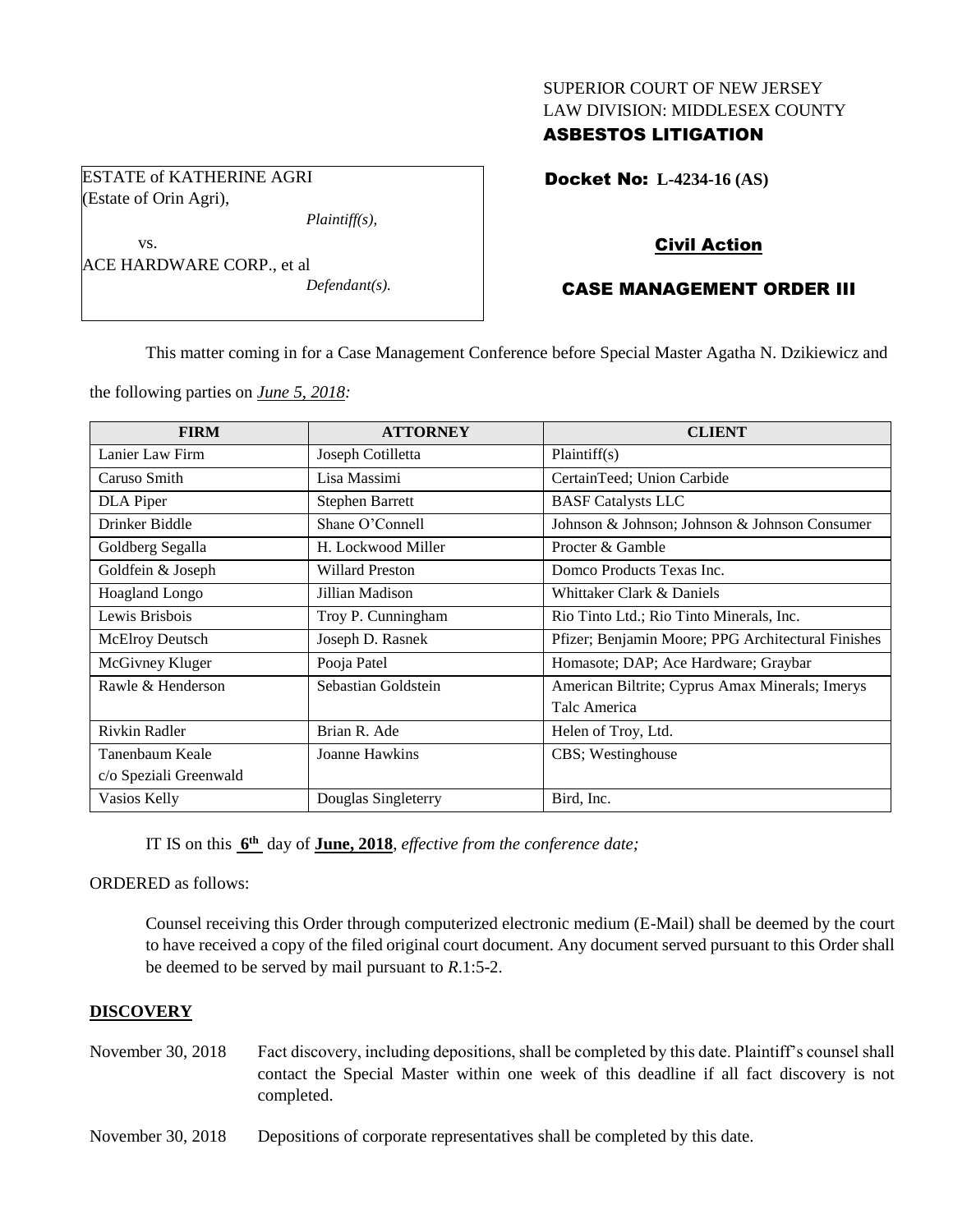SUPERIOR COURT OF NEW JERSEY
LAW DIVISION: MIDDLESEX COUNTY
**ASBESTOS LITIGATION**

ESTATE of KATHERINE AGRI
(Estate of Orin Agri),
*Plaintiff(s),*
vs.
ACE HARDWARE CORP., et al
*Defendant(s).*

**Docket No: L-4234-16 (AS)**

**Civil Action**

**CASE MANAGEMENT ORDER III**

This matter coming in for a Case Management Conference before Special Master Agatha N. Dzikiewicz and the following parties on *June 5, 2018:*

| FIRM | ATTORNEY | CLIENT |
|---|---|---|
| Lanier Law Firm | Joseph Cotilletta | Plaintiff(s) |
| Caruso Smith | Lisa Massimi | CertainTeed; Union Carbide |
| DLA Piper | Stephen Barrett | BASF Catalysts LLC |
| Drinker Biddle | Shane O'Connell | Johnson & Johnson; Johnson & Johnson Consumer |
| Goldberg Segalla | H. Lockwood Miller | Procter & Gamble |
| Goldfein & Joseph | Willard Preston | Domco Products Texas Inc. |
| Hoagland Longo | Jillian Madison | Whittaker Clark & Daniels |
| Lewis Brisbois | Troy P. Cunningham | Rio Tinto Ltd.; Rio Tinto Minerals, Inc. |
| McElroy Deutsch | Joseph D. Rasnek | Pfizer; Benjamin Moore; PPG Architectural Finishes |
| McGivney Kluger | Pooja Patel | Homasote; DAP; Ace Hardware; Graybar |
| Rawle & Henderson | Sebastian Goldstein | American Biltrite; Cyprus Amax Minerals; Imerys Talc America |
| Rivkin Radler | Brian R. Ade | Helen of Troy, Ltd. |
| Tanenbaum Keale c/o Speziali Greenwald | Joanne Hawkins | CBS; Westinghouse |
| Vasios Kelly | Douglas Singleterry | Bird, Inc. |

IT IS on this **6th** day of **June, 2018**, *effective from the conference date;*

ORDERED as follows:

Counsel receiving this Order through computerized electronic medium (E-Mail) shall be deemed by the court to have received a copy of the filed original court document. Any document served pursuant to this Order shall be deemed to be served by mail pursuant to *R*.1:5-2.

**DISCOVERY**

November 30, 2018 — Fact discovery, including depositions, shall be completed by this date. Plaintiff's counsel shall contact the Special Master within one week of this deadline if all fact discovery is not completed.

November 30, 2018 — Depositions of corporate representatives shall be completed by this date.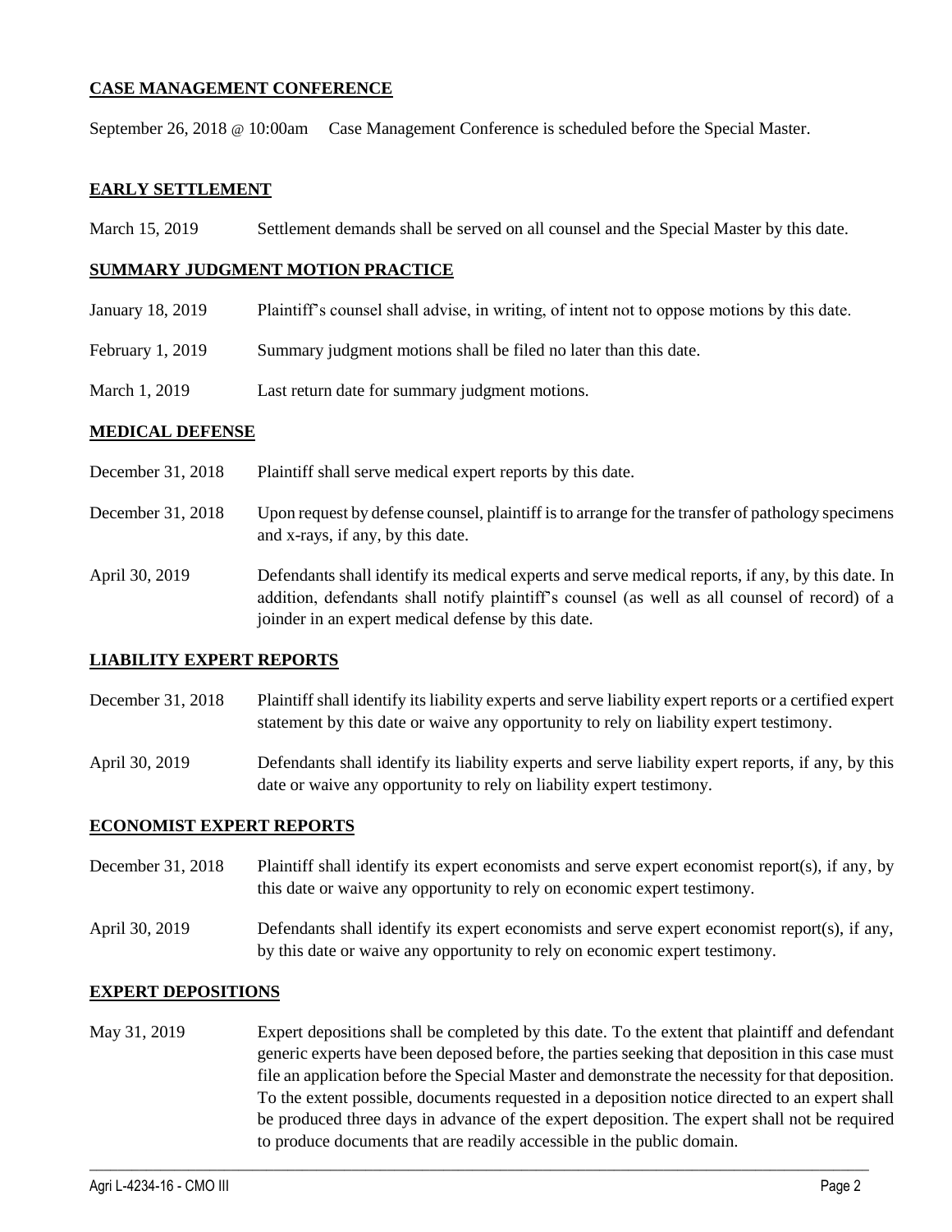**CASE MANAGEMENT CONFERENCE**

September 26, 2018 @ 10:00am Case Management Conference is scheduled before the Special Master.

**EARLY SETTLEMENT**

March 15, 2019 Settlement demands shall be served on all counsel and the Special Master by this date.

**SUMMARY JUDGMENT MOTION PRACTICE**

January 18, 2019 Plaintiff's counsel shall advise, in writing, of intent not to oppose motions by this date.

February 1, 2019 Summary judgment motions shall be filed no later than this date.

March 1, 2019 Last return date for summary judgment motions.

**MEDICAL DEFENSE**

December 31, 2018 Plaintiff shall serve medical expert reports by this date.

December 31, 2018 Upon request by defense counsel, plaintiff is to arrange for the transfer of pathology specimens and x-rays, if any, by this date.

April 30, 2019 Defendants shall identify its medical experts and serve medical reports, if any, by this date. In addition, defendants shall notify plaintiff's counsel (as well as all counsel of record) of a joinder in an expert medical defense by this date.

**LIABILITY EXPERT REPORTS**

December 31, 2018 Plaintiff shall identify its liability experts and serve liability expert reports or a certified expert statement by this date or waive any opportunity to rely on liability expert testimony.

April 30, 2019 Defendants shall identify its liability experts and serve liability expert reports, if any, by this date or waive any opportunity to rely on liability expert testimony.

**ECONOMIST EXPERT REPORTS**

December 31, 2018 Plaintiff shall identify its expert economists and serve expert economist report(s), if any, by this date or waive any opportunity to rely on economic expert testimony.

April 30, 2019 Defendants shall identify its expert economists and serve expert economist report(s), if any, by this date or waive any opportunity to rely on economic expert testimony.

**EXPERT DEPOSITIONS**

May 31, 2019 Expert depositions shall be completed by this date. To the extent that plaintiff and defendant generic experts have been deposed before, the parties seeking that deposition in this case must file an application before the Special Master and demonstrate the necessity for that deposition. To the extent possible, documents requested in a deposition notice directed to an expert shall be produced three days in advance of the expert deposition. The expert shall not be required to produce documents that are readily accessible in the public domain.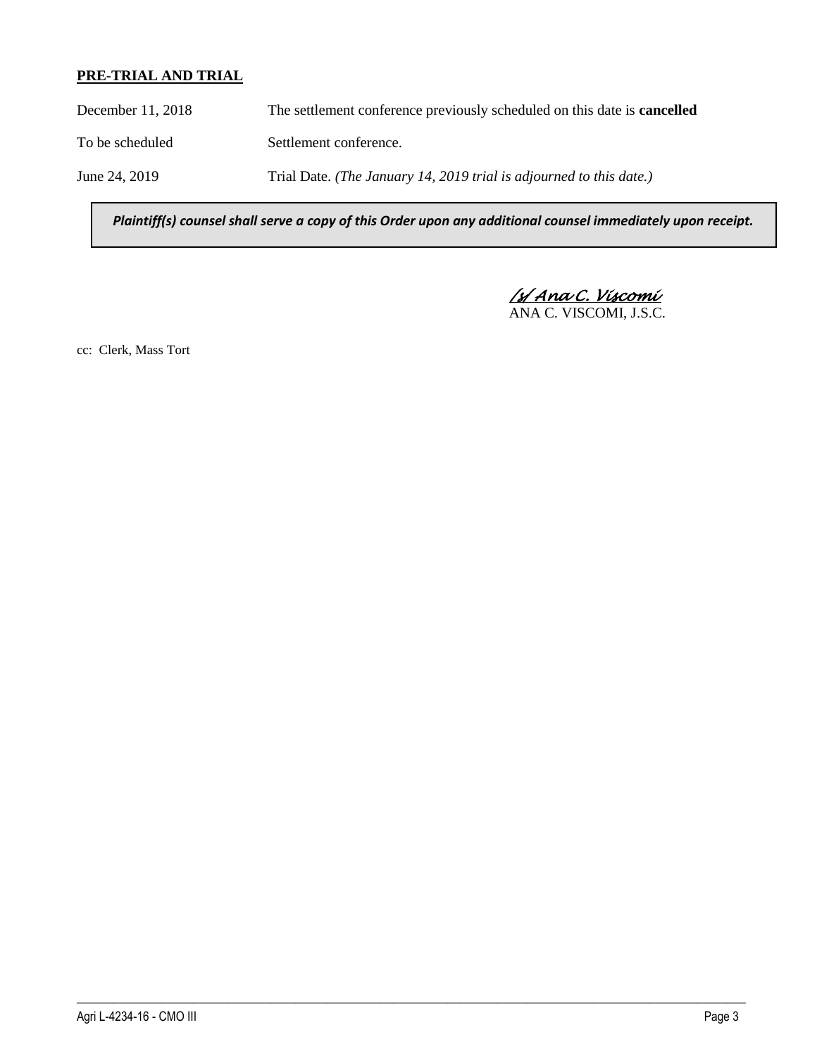**PRE-TRIAL AND TRIAL**

| | |
|---|---|
| December 11, 2018 | The settlement conference previously scheduled on this date is **cancelled** |
| To be scheduled | Settlement conference. |
| June 24, 2019 | Trial Date. *(The January 14, 2019 trial is adjourned to this date.)* |

***Plaintiff(s) counsel shall serve a copy of this Order upon any additional counsel immediately upon receipt.***

*/s/ Ana C. Viscomi*
ANA C. VISCOMI, J.S.C.

cc: Clerk, Mass Tort